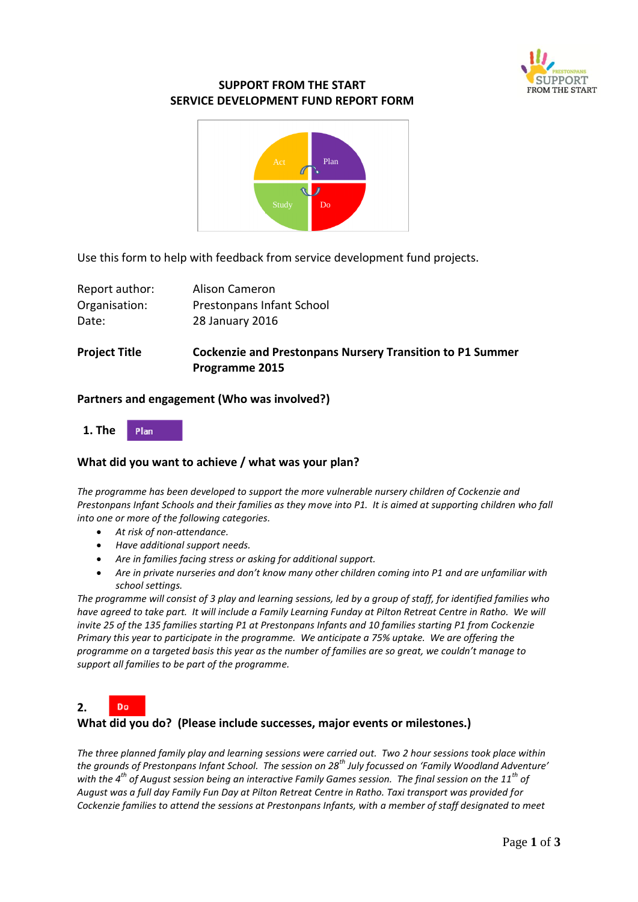# SUPPORT FROM THE START
# SERVICE DEVELOPMENT FUND REPORT FORM

Use this form to help with feedback from service development fund projects.

Report author: Alison Cameron
Organisation: Prestonpans Infant School
Date: 28 January 2016

**Project Title** **Cockenzie and Prestonpans Nursery Transition to P1 Summer Programme 2015**

**Partners and engagement (Who was involved?)**

## 1. The Plan

### What did you want to achieve / what was your plan?

*The programme has been developed to support the more vulnerable nursery children of Cockenzie and Prestonpans Infant Schools and their families as they move into P1. It is aimed at supporting children who fall into one or more of the following categories.*

- *At risk of non-attendance.*
- *Have additional support needs.*
- *Are in families facing stress or asking for additional support.*
- *Are in private nurseries and don't know many other children coming into P1 and are unfamiliar with school settings.*

*The programme will consist of 3 play and learning sessions, led by a group of staff, for identified families who have agreed to take part. It will include a Family Learning Funday at Pilton Retreat Centre in Ratho. We will invite 25 of the 135 families starting P1 at Prestonpans Infants and 10 families starting P1 from Cockenzie Primary this year to participate in the programme. We anticipate a 75% uptake. We are offering the programme on a targeted basis this year as the number of families are so great, we couldn't manage to support all families to be part of the programme.*

## 2. Do

### What did you do? (Please include successes, major events or milestones.)

*The three planned family play and learning sessions were carried out. Two 2 hour sessions took place within the grounds of Prestonpans Infant School. The session on 28th July focussed on 'Family Woodland Adventure' with the 4th of August session being an interactive Family Games session. The final session on the 11th of August was a full day Family Fun Day at Pilton Retreat Centre in Ratho. Taxi transport was provided for Cockenzie families to attend the sessions at Prestonpans Infants, with a member of staff designated to meet*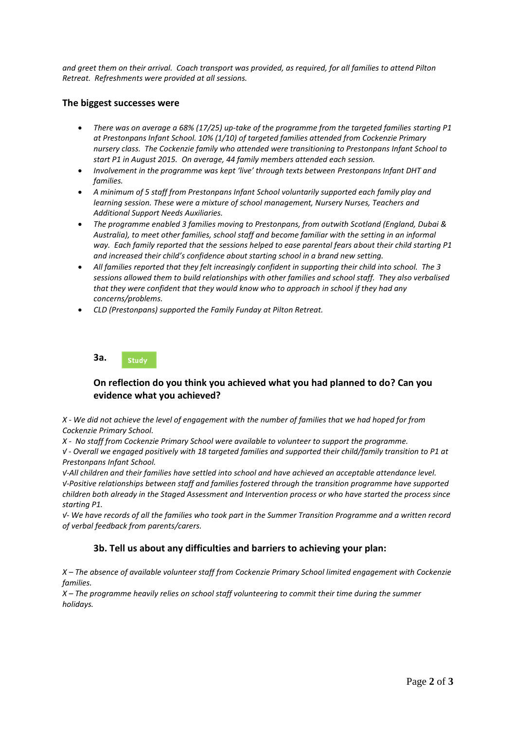*and greet them on their arrival. Coach transport was provided, as required, for all families to attend Pilton Retreat. Refreshments were provided at all sessions.*

### The biggest successes were

- *There was on average a 68% (17/25) up-take of the programme from the targeted families starting P1 at Prestonpans Infant School. 10% (1/10) of targeted families attended from Cockenzie Primary nursery class. The Cockenzie family who attended were transitioning to Prestonpans Infant School to start P1 in August 2015. On average, 44 family members attended each session.*
- *Involvement in the programme was kept 'live' through texts between Prestonpans Infant DHT and families.*
- *A minimum of 5 staff from Prestonpans Infant School voluntarily supported each family play and learning session. These were a mixture of school management, Nursery Nurses, Teachers and Additional Support Needs Auxiliaries.*
- *The programme enabled 3 families moving to Prestonpans, from outwith Scotland (England, Dubai & Australia), to meet other families, school staff and become familiar with the setting in an informal way. Each family reported that the sessions helped to ease parental fears about their child starting P1 and increased their child's confidence about starting school in a brand new setting.*
- *All families reported that they felt increasingly confident in supporting their child into school. The 3 sessions allowed them to build relationships with other families and school staff. They also verbalised that they were confident that they would know who to approach in school if they had any concerns/problems.*
- *CLD (Prestonpans) supported the Family Funday at Pilton Retreat.*

**3a.** Study

### On reflection do you think you achieved what you had planned to do? Can you evidence what you achieved?

*X - We did not achieve the level of engagement with the number of families that we had hoped for from Cockenzie Primary School.*
*X - No staff from Cockenzie Primary School were available to volunteer to support the programme.*
*√ - Overall we engaged positively with 18 targeted families and supported their child/family transition to P1 at Prestonpans Infant School.*
*√-All children and their families have settled into school and have achieved an acceptable attendance level.*
*√-Positive relationships between staff and families fostered through the transition programme have supported children both already in the Staged Assessment and Intervention process or who have started the process since starting P1.*
*√- We have records of all the families who took part in the Summer Transition Programme and a written record of verbal feedback from parents/carers.*

### 3b. Tell us about any difficulties and barriers to achieving your plan:

*X – The absence of available volunteer staff from Cockenzie Primary School limited engagement with Cockenzie families.*
*X – The programme heavily relies on school staff volunteering to commit their time during the summer holidays.*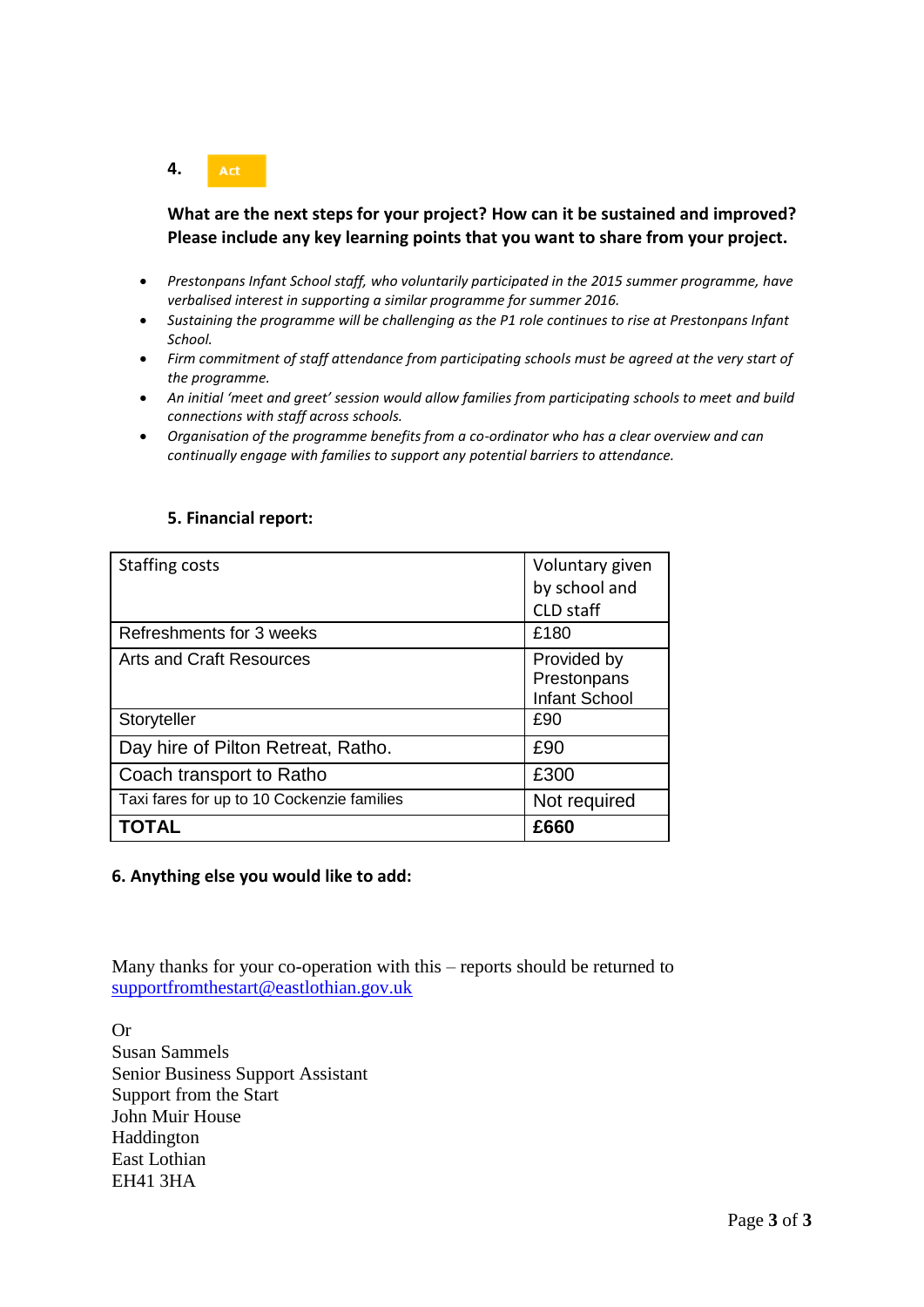4. **Act**

**What are the next steps for your project? How can it be sustained and improved? Please include any key learning points that you want to share from your project.**

- *Prestonpans Infant School staff, who voluntarily participated in the 2015 summer programme, have verbalised interest in supporting a similar programme for summer 2016.*
- *Sustaining the programme will be challenging as the P1 role continues to rise at Prestonpans Infant School.*
- *Firm commitment of staff attendance from participating schools must be agreed at the very start of the programme.*
- *An initial 'meet and greet' session would allow families from participating schools to meet and build connections with staff across schools.*
- *Organisation of the programme benefits from a co-ordinator who has a clear overview and can continually engage with families to support any potential barriers to attendance.*

**5. Financial report:**

| | |
|---|---|
| Staffing costs | Voluntary given by school and CLD staff |
| Refreshments for 3 weeks | £180 |
| Arts and Craft Resources | Provided by Prestonpans Infant School |
| Storyteller | £90 |
| Day hire of Pilton Retreat, Ratho. | £90 |
| Coach transport to Ratho | £300 |
| Taxi fares for up to 10 Cockenzie families | Not required |
| **TOTAL** | **£660** |

**6. Anything else you would like to add:**

Many thanks for your co-operation with this – reports should be returned to supportfromthestart@eastlothian.gov.uk

Or
Susan Sammels
Senior Business Support Assistant
Support from the Start
John Muir House
Haddington
East Lothian
EH41 3HA